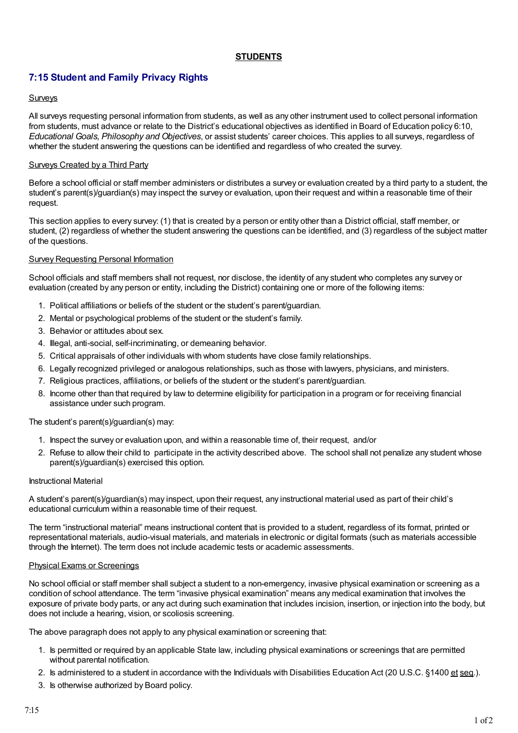**STUDENTS**

## 7:15 Student and Family Privacy Rights

Surveys

All surveys requesting personal information from students, as well as any other instrument used to collect personal information from students, must advance or relate to the District's educational objectives as identified in Board of Education policy 6:10, *Educational Goals, Philosophy and Objectives*, or assist students' career choices. This applies to all surveys, regardless of whether the student answering the questions can be identified and regardless of who created the survey.

Surveys Created by a Third Party

Before a school official or staff member administers or distributes a survey or evaluation created by a third party to a student, the student's parent(s)/guardian(s) may inspect the survey or evaluation, upon their request and within a reasonable time of their request.

This section applies to every survey: (1) that is created by a person or entity other than a District official, staff member, or student, (2) regardless of whether the student answering the questions can be identified, and (3) regardless of the subject matter of the questions.

Survey Requesting Personal Information

School officials and staff members shall not request, nor disclose, the identity of any student who completes any survey or evaluation (created by any person or entity, including the District) containing one or more of the following items:

1. Political affiliations or beliefs of the student or the student's parent/guardian.
2. Mental or psychological problems of the student or the student's family.
3. Behavior or attitudes about sex.
4. Illegal, anti-social, self-incriminating, or demeaning behavior.
5. Critical appraisals of other individuals with whom students have close family relationships.
6. Legally recognized privileged or analogous relationships, such as those with lawyers, physicians, and ministers.
7. Religious practices, affiliations, or beliefs of the student or the student's parent/guardian.
8. Income other than that required by law to determine eligibility for participation in a program or for receiving financial assistance under such program.

The student's parent(s)/guardian(s) may:

1. Inspect the survey or evaluation upon, and within a reasonable time of, their request, and/or
2. Refuse to allow their child to participate in the activity described above. The school shall not penalize any student whose parent(s)/guardian(s) exercised this option.

Instructional Material

A student's parent(s)/guardian(s) may inspect, upon their request, any instructional material used as part of their child's educational curriculum within a reasonable time of their request.

The term "instructional material" means instructional content that is provided to a student, regardless of its format, printed or representational materials, audio-visual materials, and materials in electronic or digital formats (such as materials accessible through the Internet). The term does not include academic tests or academic assessments.

Physical Exams or Screenings

No school official or staff member shall subject a student to a non-emergency, invasive physical examination or screening as a condition of school attendance. The term "invasive physical examination" means any medical examination that involves the exposure of private body parts, or any act during such examination that includes incision, insertion, or injection into the body, but does not include a hearing, vision, or scoliosis screening.

The above paragraph does not apply to any physical examination or screening that:

1. Is permitted or required by an applicable State law, including physical examinations or screenings that are permitted without parental notification.
2. Is administered to a student in accordance with the Individuals with Disabilities Education Act (20 U.S.C. §1400 et seq.).
3. Is otherwise authorized by Board policy.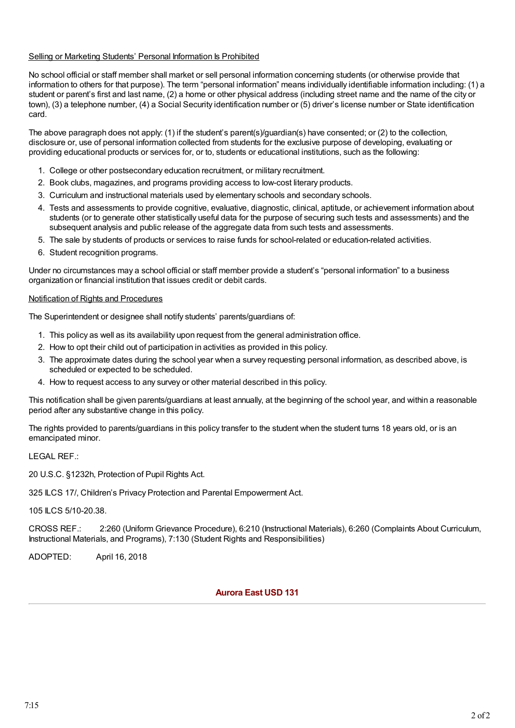Selling or Marketing Students' Personal Information Is Prohibited

No school official or staff member shall market or sell personal information concerning students (or otherwise provide that information to others for that purpose). The term "personal information" means individually identifiable information including: (1) a student or parent's first and last name, (2) a home or other physical address (including street name and the name of the city or town), (3) a telephone number, (4) a Social Security identification number or (5) driver's license number or State identification card.

The above paragraph does not apply: (1) if the student's parent(s)/guardian(s) have consented; or (2) to the collection, disclosure or, use of personal information collected from students for the exclusive purpose of developing, evaluating or providing educational products or services for, or to, students or educational institutions, such as the following:

1. College or other postsecondary education recruitment, or military recruitment.
2. Book clubs, magazines, and programs providing access to low-cost literary products.
3. Curriculum and instructional materials used by elementary schools and secondary schools.
4. Tests and assessments to provide cognitive, evaluative, diagnostic, clinical, aptitude, or achievement information about students (or to generate other statistically useful data for the purpose of securing such tests and assessments) and the subsequent analysis and public release of the aggregate data from such tests and assessments.
5. The sale by students of products or services to raise funds for school-related or education-related activities.
6. Student recognition programs.

Under no circumstances may a school official or staff member provide a student's "personal information" to a business organization or financial institution that issues credit or debit cards.

Notification of Rights and Procedures

The Superintendent or designee shall notify students' parents/guardians of:

1. This policy as well as its availability upon request from the general administration office.
2. How to opt their child out of participation in activities as provided in this policy.
3. The approximate dates during the school year when a survey requesting personal information, as described above, is scheduled or expected to be scheduled.
4. How to request access to any survey or other material described in this policy.

This notification shall be given parents/guardians at least annually, at the beginning of the school year, and within a reasonable period after any substantive change in this policy.

The rights provided to parents/guardians in this policy transfer to the student when the student turns 18 years old, or is an emancipated minor.

LEGAL REF.:

20 U.S.C. §1232h, Protection of Pupil Rights Act.

325 ILCS 17/, Children's Privacy Protection and Parental Empowerment Act.

105 ILCS 5/10-20.38.

CROSS REF.: 2:260 (Uniform Grievance Procedure), 6:210 (Instructional Materials), 6:260 (Complaints About Curriculum, Instructional Materials, and Programs), 7:130 (Student Rights and Responsibilities)

ADOPTED: April 16, 2018